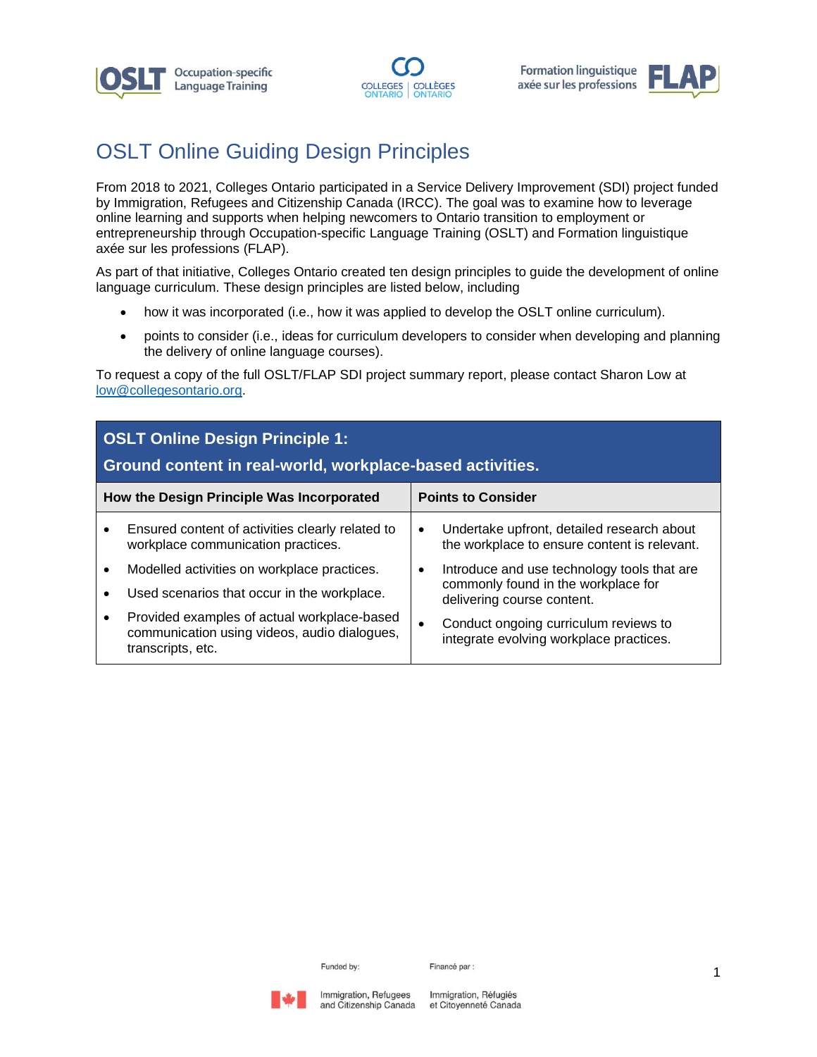# OSLT Online Guiding Design Principles

From 2018 to 2021, Colleges Ontario participated in a Service Delivery Improvement (SDI) project funded by Immigration, Refugees and Citizenship Canada (IRCC). The goal was to examine how to leverage online learning and supports when helping newcomers to Ontario transition to employment or entrepreneurship through Occupation-specific Language Training (OSLT) and Formation linguistique axée sur les professions (FLAP).

As part of that initiative, Colleges Ontario created ten design principles to guide the development of online language curriculum. These design principles are listed below, including

- how it was incorporated (i.e., how it was applied to develop the OSLT online curriculum).
- points to consider (i.e., ideas for curriculum developers to consider when developing and planning the delivery of online language courses).

To request a copy of the full OSLT/FLAP SDI project summary report, please contact Sharon Low at [low@collegesontario.org](mailto:low@collegesontario.org).

## OSLT Online Design Principle 1: Ground content in real-world, workplace-based activities.

| How the Design Principle Was Incorporated | Points to Consider |
|---|---|
| • Ensured content of activities clearly related to workplace communication practices.<br>• Modelled activities on workplace practices.<br>• Used scenarios that occur in the workplace.<br>• Provided examples of actual workplace-based communication using videos, audio dialogues, transcripts, etc. | • Undertake upfront, detailed research about the workplace to ensure content is relevant.<br>• Introduce and use technology tools that are commonly found in the workplace for delivering course content.<br>• Conduct ongoing curriculum reviews to integrate evolving workplace practices. |

Funded by: Immigration, Refugees and Citizenship Canada

Financé par : Immigration, Réfugiés et Citoyenneté Canada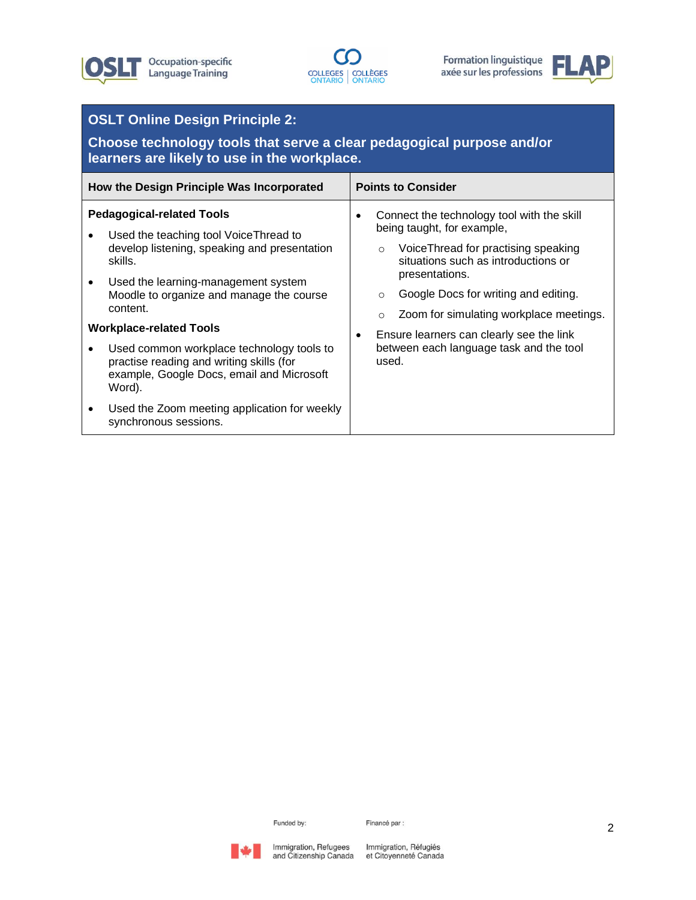## OSLT Online Design Principle 2:

## Choose technology tools that serve a clear pedagogical purpose and/or learners are likely to use in the workplace.

| How the Design Principle Was Incorporated | Points to Consider |
|---|---|
| **Pedagogical-related Tools**<br>• Used the teaching tool VoiceThread to develop listening, speaking and presentation skills.<br>• Used the learning-management system Moodle to organize and manage the course content.<br>**Workplace-related Tools**<br>• Used common workplace technology tools to practise reading and writing skills (for example, Google Docs, email and Microsoft Word).<br>• Used the Zoom meeting application for weekly synchronous sessions. | • Connect the technology tool with the skill being taught, for example,<br>○ VoiceThread for practising speaking situations such as introductions or presentations.<br>○ Google Docs for writing and editing.<br>○ Zoom for simulating workplace meetings.<br>• Ensure learners can clearly see the link between each language task and the tool used. |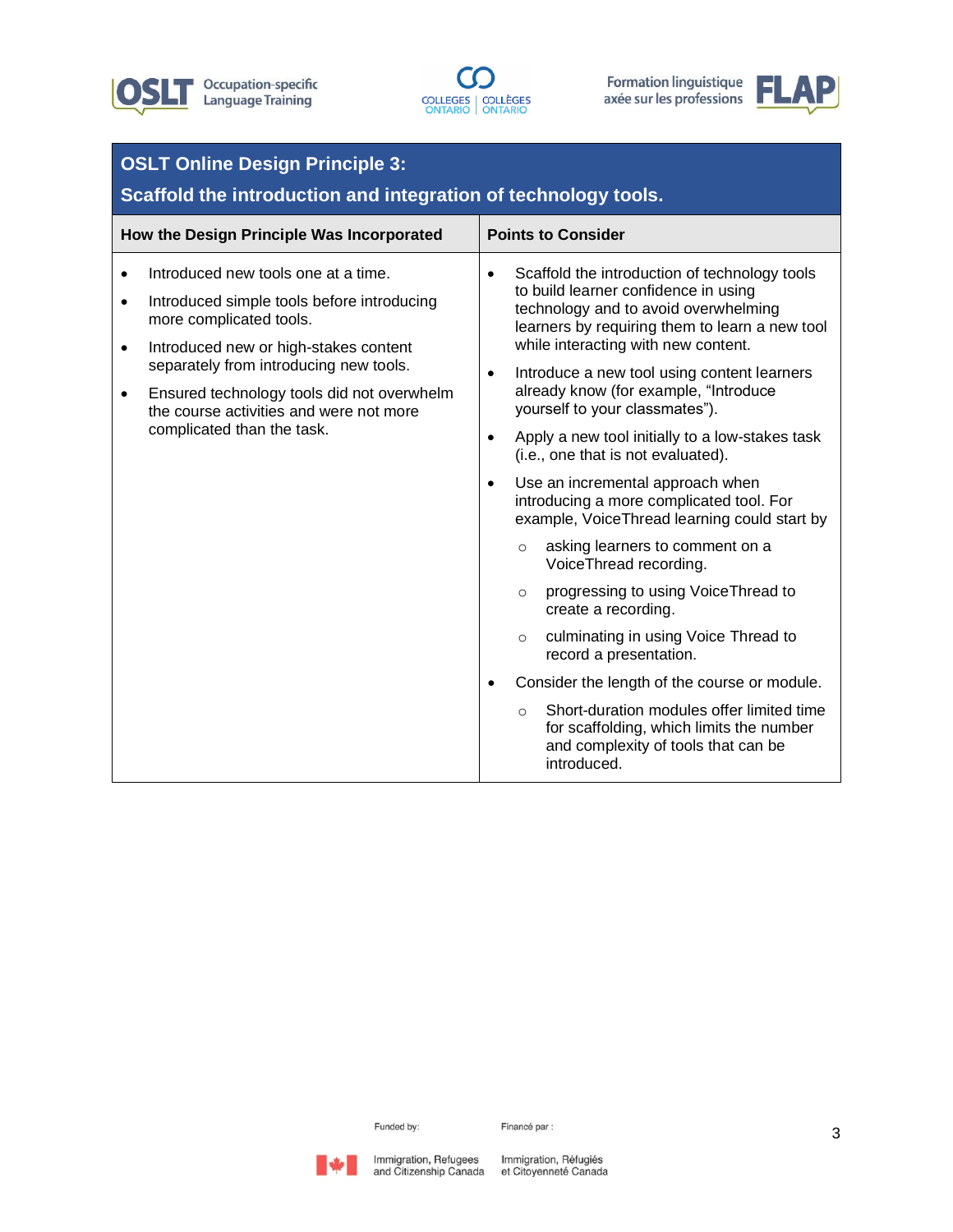## OSLT Online Design Principle 3:
## Scaffold the introduction and integration of technology tools.

| How the Design Principle Was Incorporated | Points to Consider |
|---|---|
| • Introduced new tools one at a time.<br>• Introduced simple tools before introducing more complicated tools.<br>• Introduced new or high-stakes content separately from introducing new tools.<br>• Ensured technology tools did not overwhelm the course activities and were not more complicated than the task. | • Scaffold the introduction of technology tools to build learner confidence in using technology and to avoid overwhelming learners by requiring them to learn a new tool while interacting with new content.<br>• Introduce a new tool using content learners already know (for example, "Introduce yourself to your classmates").<br>• Apply a new tool initially to a low-stakes task (i.e., one that is not evaluated).<br>• Use an incremental approach when introducing a more complicated tool. For example, VoiceThread learning could start by<br>  ○ asking learners to comment on a VoiceThread recording.<br>  ○ progressing to using VoiceThread to create a recording.<br>  ○ culminating in using Voice Thread to record a presentation.<br>• Consider the length of the course or module.<br>  ○ Short-duration modules offer limited time for scaffolding, which limits the number and complexity of tools that can be introduced. |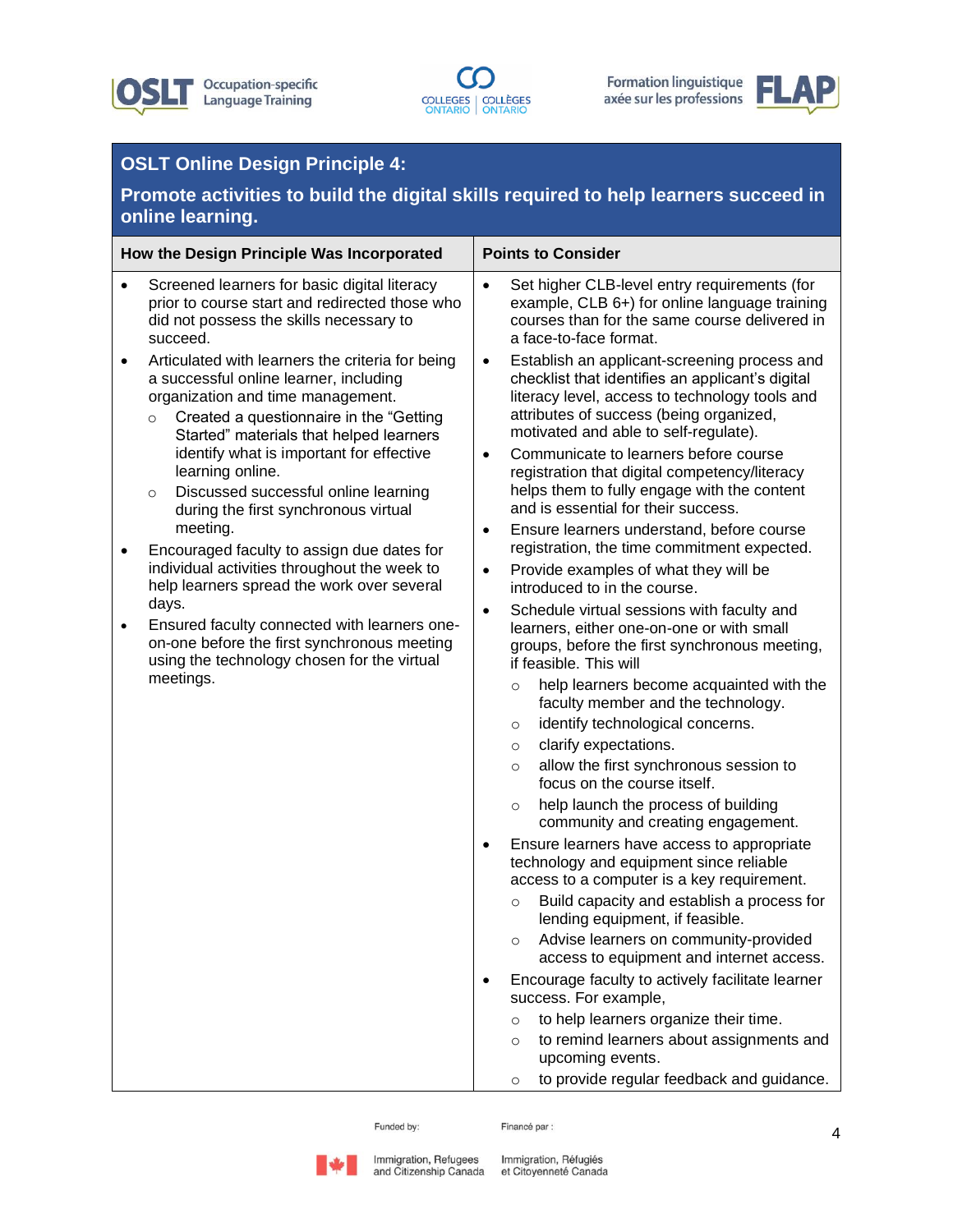## OSLT Online Design Principle 4:

## Promote activities to build the digital skills required to help learners succeed in online learning.

| How the Design Principle Was Incorporated | Points to Consider |
|---|---|
| • Screened learners for basic digital literacy prior to course start and redirected those who did not possess the skills necessary to succeed.<br>• Articulated with learners the criteria for being a successful online learner, including organization and time management.<br>  ○ Created a questionnaire in the "Getting Started" materials that helped learners identify what is important for effective learning online.<br>  ○ Discussed successful online learning during the first synchronous virtual meeting.<br>• Encouraged faculty to assign due dates for individual activities throughout the week to help learners spread the work over several days.<br>• Ensured faculty connected with learners one-on-one before the first synchronous meeting using the technology chosen for the virtual meetings. | • Set higher CLB-level entry requirements (for example, CLB 6+) for online language training courses than for the same course delivered in a face-to-face format.<br>• Establish an applicant-screening process and checklist that identifies an applicant's digital literacy level, access to technology tools and attributes of success (being organized, motivated and able to self-regulate).<br>• Communicate to learners before course registration that digital competency/literacy helps them to fully engage with the content and is essential for their success.<br>• Ensure learners understand, before course registration, the time commitment expected.<br>• Provide examples of what they will be introduced to in the course.<br>• Schedule virtual sessions with faculty and learners, either one-on-one or with small groups, before the first synchronous meeting, if feasible. This will<br>  ○ help learners become acquainted with the faculty member and the technology.<br>  ○ identify technological concerns.<br>  ○ clarify expectations.<br>  ○ allow the first synchronous session to focus on the course itself.<br>  ○ help launch the process of building community and creating engagement.<br>• Ensure learners have access to appropriate technology and equipment since reliable access to a computer is a key requirement.<br>  ○ Build capacity and establish a process for lending equipment, if feasible.<br>  ○ Advise learners on community-provided access to equipment and internet access.<br>• Encourage faculty to actively facilitate learner success. For example,<br>  ○ to help learners organize their time.<br>  ○ to remind learners about assignments and upcoming events.<br>  ○ to provide regular feedback and guidance. |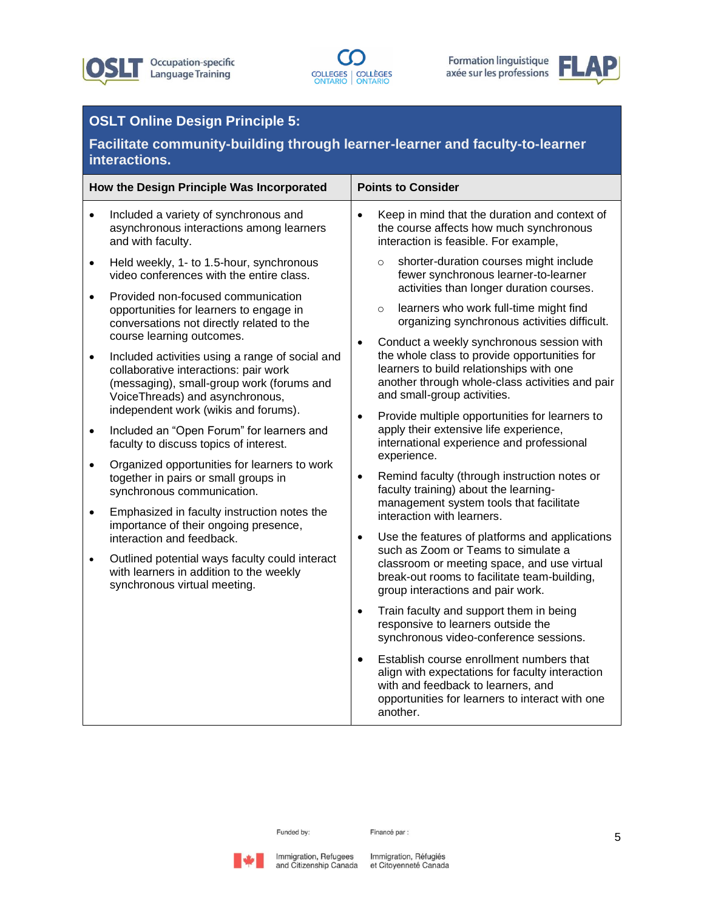## OSLT Online Design Principle 5:

**Facilitate community-building through learner-learner and faculty-to-learner interactions.**

| How the Design Principle Was Incorporated | Points to Consider |
|---|---|
| • Included a variety of synchronous and asynchronous interactions among learners and with faculty.<br>• Held weekly, 1- to 1.5-hour, synchronous video conferences with the entire class.<br>• Provided non-focused communication opportunities for learners to engage in conversations not directly related to the course learning outcomes.<br>• Included activities using a range of social and collaborative interactions: pair work (messaging), small-group work (forums and VoiceThreads) and asynchronous, independent work (wikis and forums).<br>• Included an "Open Forum" for learners and faculty to discuss topics of interest.<br>• Organized opportunities for learners to work together in pairs or small groups in synchronous communication.<br>• Emphasized in faculty instruction notes the importance of their ongoing presence, interaction and feedback.<br>• Outlined potential ways faculty could interact with learners in addition to the weekly synchronous virtual meeting. | • Keep in mind that the duration and context of the course affects how much synchronous interaction is feasible. For example,<br>&nbsp;&nbsp;○ shorter-duration courses might include fewer synchronous learner-to-learner activities than longer duration courses.<br>&nbsp;&nbsp;○ learners who work full-time might find organizing synchronous activities difficult.<br>• Conduct a weekly synchronous session with the whole class to provide opportunities for learners to build relationships with one another through whole-class activities and pair and small-group activities.<br>• Provide multiple opportunities for learners to apply their extensive life experience, international experience and professional experience.<br>• Remind faculty (through instruction notes or faculty training) about the learning-management system tools that facilitate interaction with learners.<br>• Use the features of platforms and applications such as Zoom or Teams to simulate a classroom or meeting space, and use virtual break-out rooms to facilitate team-building, group interactions and pair work.<br>• Train faculty and support them in being responsive to learners outside the synchronous video-conference sessions.<br>• Establish course enrollment numbers that align with expectations for faculty interaction with and feedback to learners, and opportunities for learners to interact with one another. |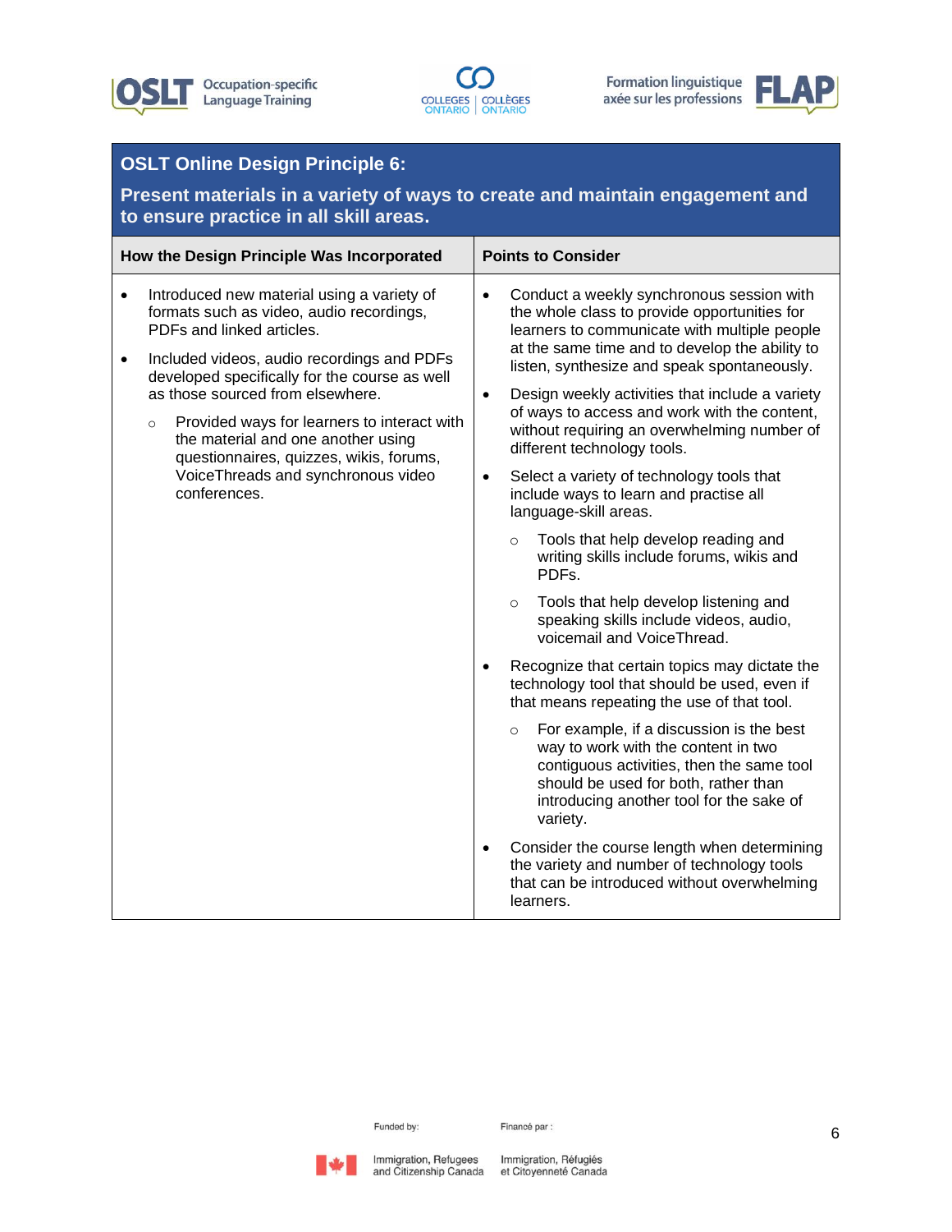## OSLT Online Design Principle 6:

## Present materials in a variety of ways to create and maintain engagement and to ensure practice in all skill areas.

| How the Design Principle Was Incorporated | Points to Consider |
|---|---|
| • Introduced new material using a variety of formats such as video, audio recordings, PDFs and linked articles.<br><br>• Included videos, audio recordings and PDFs developed specifically for the course as well as those sourced from elsewhere.<br>  ○ Provided ways for learners to interact with the material and one another using questionnaires, quizzes, wikis, forums, VoiceThreads and synchronous video conferences. | • Conduct a weekly synchronous session with the whole class to provide opportunities for learners to communicate with multiple people at the same time and to develop the ability to listen, synthesize and speak spontaneously.<br><br>• Design weekly activities that include a variety of ways to access and work with the content, without requiring an overwhelming number of different technology tools.<br><br>• Select a variety of technology tools that include ways to learn and practise all language-skill areas.<br>  ○ Tools that help develop reading and writing skills include forums, wikis and PDFs.<br>  ○ Tools that help develop listening and speaking skills include videos, audio, voicemail and VoiceThread.<br><br>• Recognize that certain topics may dictate the technology tool that should be used, even if that means repeating the use of that tool.<br>  ○ For example, if a discussion is the best way to work with the content in two contiguous activities, then the same tool should be used for both, rather than introducing another tool for the sake of variety.<br><br>• Consider the course length when determining the variety and number of technology tools that can be introduced without overwhelming learners. |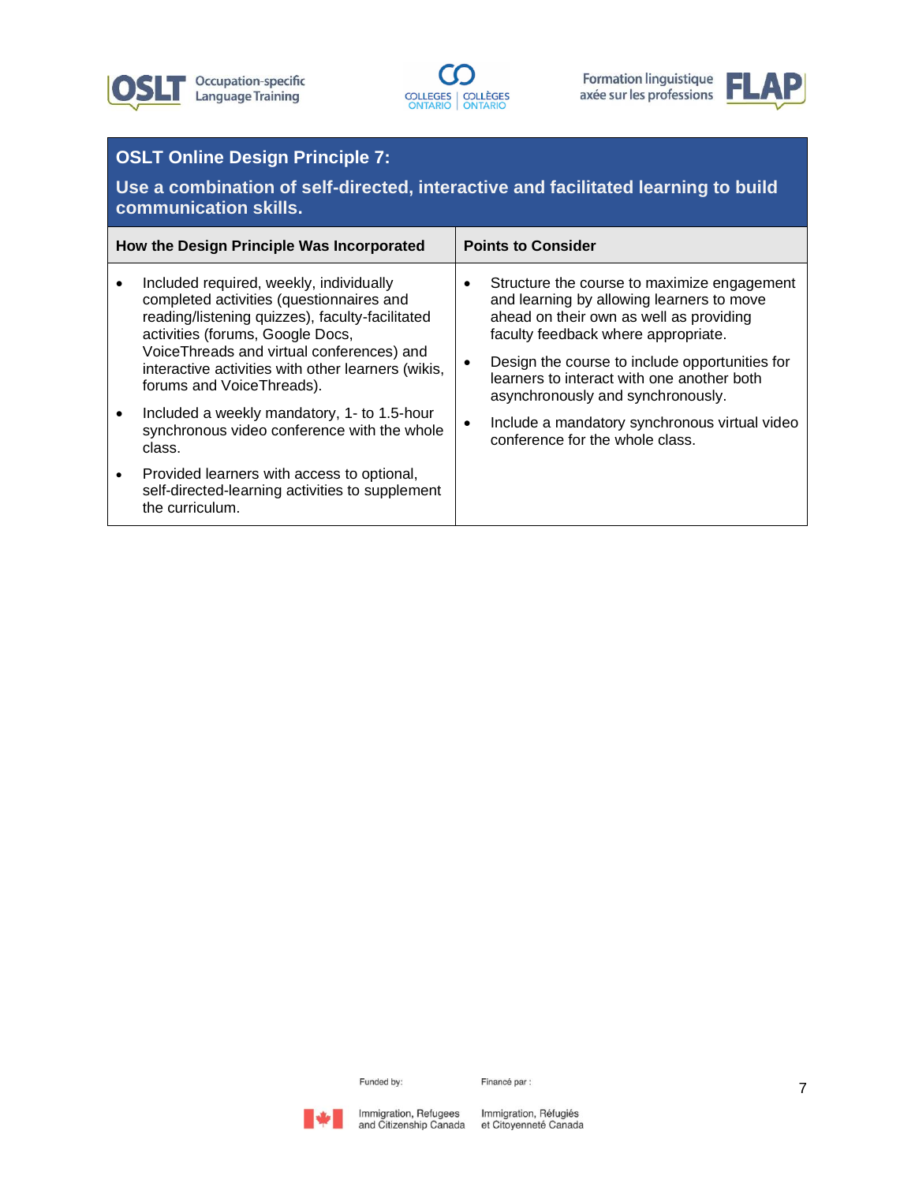## OSLT Online Design Principle 7:

### Use a combination of self-directed, interactive and facilitated learning to build communication skills.

| How the Design Principle Was Incorporated | Points to Consider |
| --- | --- |
| • Included required, weekly, individually completed activities (questionnaires and reading/listening quizzes), faculty-facilitated activities (forums, Google Docs, VoiceThreads and virtual conferences) and interactive activities with other learners (wikis, forums and VoiceThreads).<br>• Included a weekly mandatory, 1- to 1.5-hour synchronous video conference with the whole class.<br>• Provided learners with access to optional, self-directed-learning activities to supplement the curriculum. | • Structure the course to maximize engagement and learning by allowing learners to move ahead on their own as well as providing faculty feedback where appropriate.<br>• Design the course to include opportunities for learners to interact with one another both asynchronously and synchronously.<br>• Include a mandatory synchronous virtual video conference for the whole class. |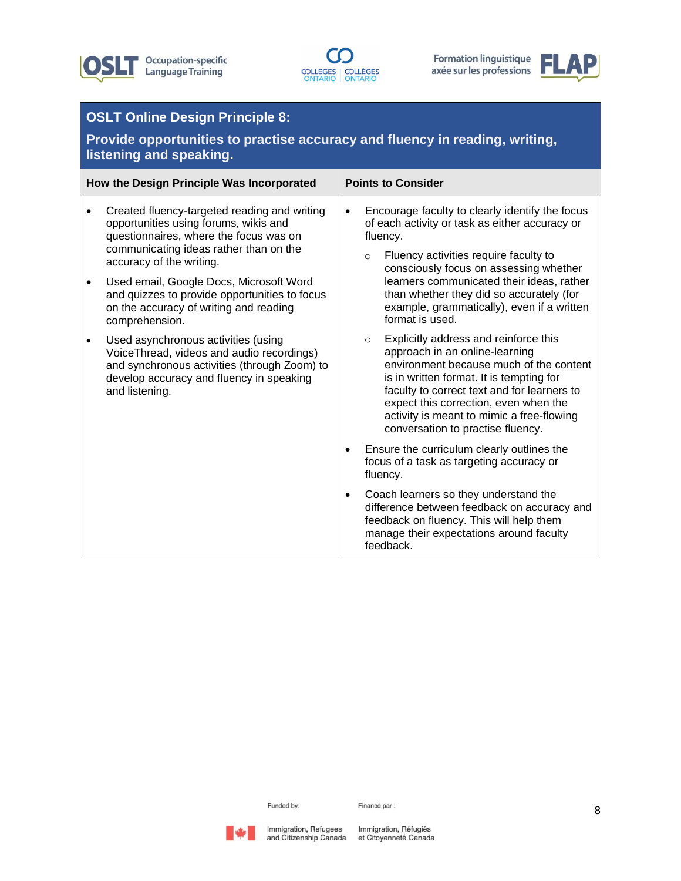## OSLT Online Design Principle 8:

## Provide opportunities to practise accuracy and fluency in reading, writing, listening and speaking.

| How the Design Principle Was Incorporated | Points to Consider |
|---|---|
| • Created fluency-targeted reading and writing opportunities using forums, wikis and questionnaires, where the focus was on communicating ideas rather than on the accuracy of the writing.<br><br>• Used email, Google Docs, Microsoft Word and quizzes to provide opportunities to focus on the accuracy of writing and reading comprehension.<br><br>• Used asynchronous activities (using VoiceThread, videos and audio recordings) and synchronous activities (through Zoom) to develop accuracy and fluency in speaking and listening. | • Encourage faculty to clearly identify the focus of each activity or task as either accuracy or fluency.<br>&nbsp;&nbsp;&nbsp;&nbsp;○ Fluency activities require faculty to consciously focus on assessing whether learners communicated their ideas, rather than whether they did so accurately (for example, grammatically), even if a written format is used.<br>&nbsp;&nbsp;&nbsp;&nbsp;○ Explicitly address and reinforce this approach in an online-learning environment because much of the content is in written format. It is tempting for faculty to correct text and for learners to expect this correction, even when the activity is meant to mimic a free-flowing conversation to practise fluency.<br><br>• Ensure the curriculum clearly outlines the focus of a task as targeting accuracy or fluency.<br><br>• Coach learners so they understand the difference between feedback on accuracy and feedback on fluency. This will help them manage their expectations around faculty feedback. |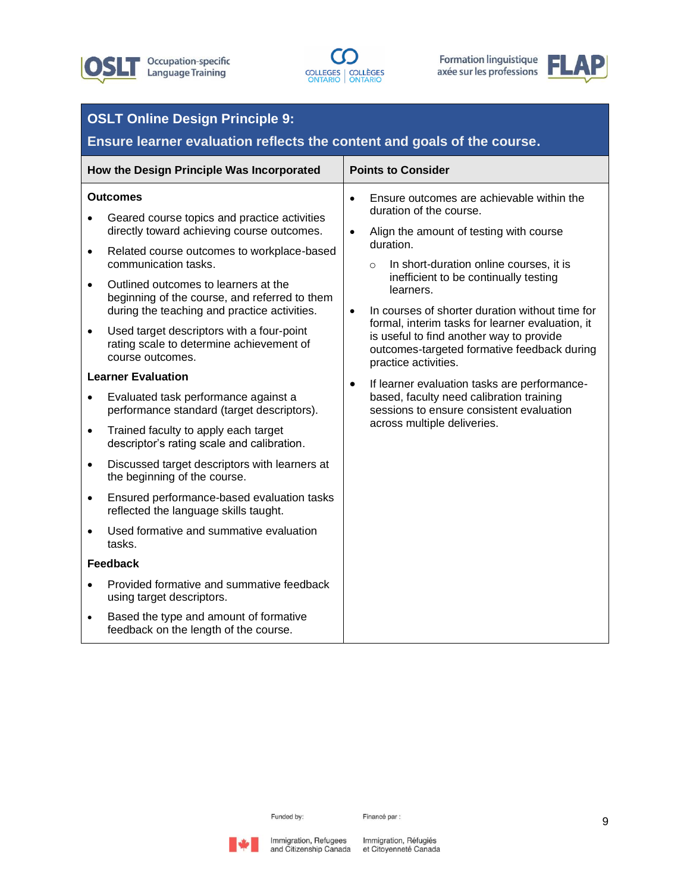## OSLT Online Design Principle 9:

## Ensure learner evaluation reflects the content and goals of the course.

| How the Design Principle Was Incorporated | Points to Consider |
|---|---|
| **Outcomes**<br>• Geared course topics and practice activities directly toward achieving course outcomes.<br>• Related course outcomes to workplace-based communication tasks.<br>• Outlined outcomes to learners at the beginning of the course, and referred to them during the teaching and practice activities.<br>• Used target descriptors with a four-point rating scale to determine achievement of course outcomes.<br>**Learner Evaluation**<br>• Evaluated task performance against a performance standard (target descriptors).<br>• Trained faculty to apply each target descriptor's rating scale and calibration.<br>• Discussed target descriptors with learners at the beginning of the course.<br>• Ensured performance-based evaluation tasks reflected the language skills taught.<br>• Used formative and summative evaluation tasks.<br>**Feedback**<br>• Provided formative and summative feedback using target descriptors.<br>• Based the type and amount of formative feedback on the length of the course. | • Ensure outcomes are achievable within the duration of the course.<br>• Align the amount of testing with course duration.<br>&nbsp;&nbsp;&nbsp;&nbsp;○ In short-duration online courses, it is inefficient to be continually testing learners.<br>• In courses of shorter duration without time for formal, interim tasks for learner evaluation, it is useful to find another way to provide outcomes-targeted formative feedback during practice activities.<br>• If learner evaluation tasks are performance-based, faculty need calibration training sessions to ensure consistent evaluation across multiple deliveries. |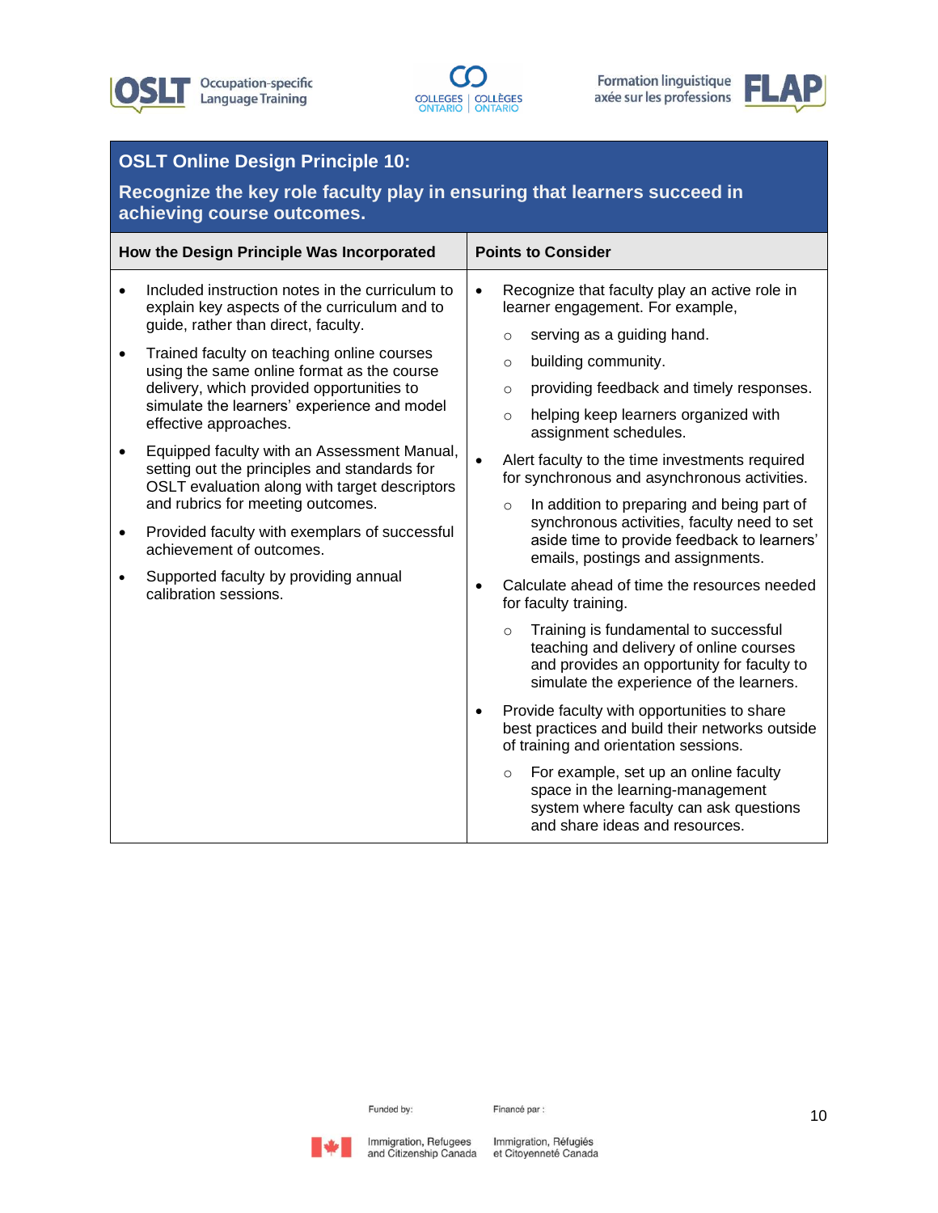## OSLT Online Design Principle 10:

### Recognize the key role faculty play in ensuring that learners succeed in achieving course outcomes.

| How the Design Principle Was Incorporated | Points to Consider |
|---|---|
| • Included instruction notes in the curriculum to explain key aspects of the curriculum and to guide, rather than direct, faculty.<br>• Trained faculty on teaching online courses using the same online format as the course delivery, which provided opportunities to simulate the learners' experience and model effective approaches.<br>• Equipped faculty with an Assessment Manual, setting out the principles and standards for OSLT evaluation along with target descriptors and rubrics for meeting outcomes.<br>• Provided faculty with exemplars of successful achievement of outcomes.<br>• Supported faculty by providing annual calibration sessions. | • Recognize that faculty play an active role in learner engagement. For example,<br>  ○ serving as a guiding hand.<br>  ○ building community.<br>  ○ providing feedback and timely responses.<br>  ○ helping keep learners organized with assignment schedules.<br>• Alert faculty to the time investments required for synchronous and asynchronous activities.<br>  ○ In addition to preparing and being part of synchronous activities, faculty need to set aside time to provide feedback to learners' emails, postings and assignments.<br>• Calculate ahead of time the resources needed for faculty training.<br>  ○ Training is fundamental to successful teaching and delivery of online courses and provides an opportunity for faculty to simulate the experience of the learners.<br>• Provide faculty with opportunities to share best practices and build their networks outside of training and orientation sessions.<br>  ○ For example, set up an online faculty space in the learning-management system where faculty can ask questions and share ideas and resources. |